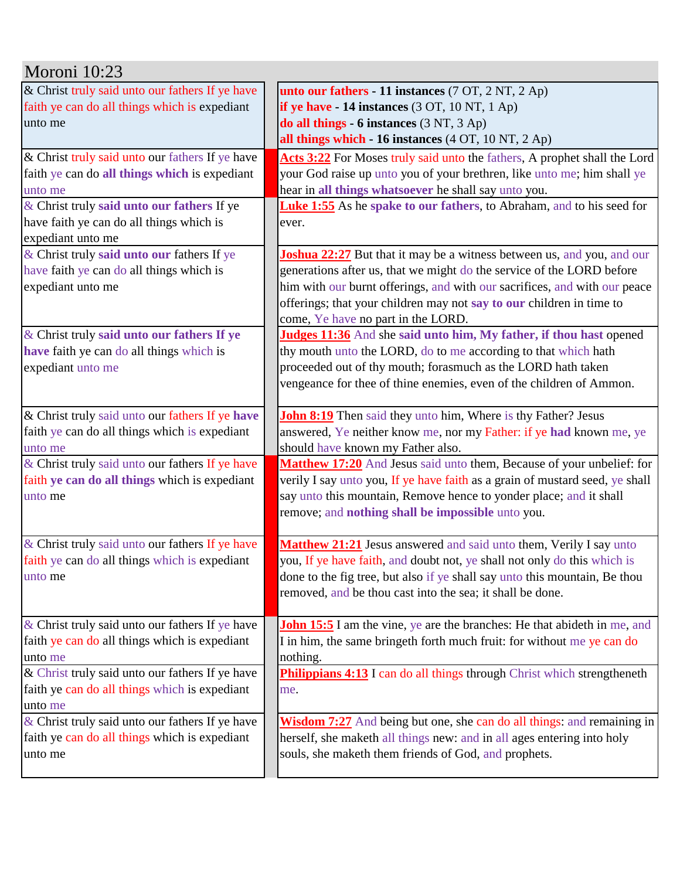# Moroni 10:23

| & Christ truly said unto our fathers If ye have faith ye can do all things which is expediant unto me | **unto our fathers - 11 instances** (7 OT, 2 NT, 2 Ap)<br>**if ye have - 14 instances** (3 OT, 10 NT, 1 Ap)<br>**do all things - 6 instances** (3 NT, 3 Ap)<br>**all things which - 16 instances** (4 OT, 10 NT, 2 Ap) |
|---|---|
| & Christ truly said unto our fathers If ye have faith ye can do **all things which** is expediant unto me | **Acts 3:22** For Moses truly said unto the fathers, A prophet shall the Lord your God raise up unto you of your brethren, like unto me; him shall ye hear in **all things whatsoever** he shall say unto you. |
| & Christ truly **said unto our fathers** If ye have faith ye can do all things which is expediant unto me | **Luke 1:55** As he **spake to our fathers**, to Abraham, and to his seed for ever. |
| & Christ truly **said unto our** fathers If ye have faith ye can do all things which is expediant unto me | **Joshua 22:27** But that it may be a witness between us, and you, and our generations after us, that we might do the service of the LORD before him with our burnt offerings, and with our sacrifices, and with our peace offerings; that your children may not **say to our** children in time to come, Ye have no part in the LORD. |
| & Christ truly **said unto our fathers If ye have** faith ye can do all things which is expediant unto me | **Judges 11:36** And she **said unto him, My father, if thou hast** opened thy mouth unto the LORD, do to me according to that which hath proceeded out of thy mouth; forasmuch as the LORD hath taken vengeance for thee of thine enemies, even of the children of Ammon. |
| & Christ truly said unto our fathers If ye **have** faith ye can do all things which is expediant unto me | **John 8:19** Then said they unto him, Where is thy Father? Jesus answered, Ye neither know me, nor my Father: if ye **had** known me, ye should have known my Father also. |
| & Christ truly said unto our fathers If ye have faith **ye can do all things** which is expediant unto me | **Matthew 17:20** And Jesus said unto them, Because of your unbelief: for verily I say unto you, If ye have faith as a grain of mustard seed, ye shall say unto this mountain, Remove hence to yonder place; and it shall remove; and **nothing shall be impossible** unto you. |
| & Christ truly said unto our fathers If ye have faith ye can do all things which is expediant unto me | **Matthew 21:21** Jesus answered and said unto them, Verily I say unto you, If ye have faith, and doubt not, ye shall not only do this which is done to the fig tree, but also if ye shall say unto this mountain, Be thou removed, and be thou cast into the sea; it shall be done. |
| & Christ truly said unto our fathers If ye have faith ye can do all things which is expediant unto me | **John 15:5** I am the vine, ye are the branches: He that abideth in me, and I in him, the same bringeth forth much fruit: for without me ye can do nothing. |
| & Christ truly said unto our fathers If ye have faith ye can do all things which is expediant unto me | **Philippians 4:13** I can do all things through Christ which strengtheneth me. |
| & Christ truly said unto our fathers If ye have faith ye can do all things which is expediant unto me | **Wisdom 7:27** And being but one, she can do all things: and remaining in herself, she maketh all things new: and in all ages entering into holy souls, she maketh them friends of God, and prophets. |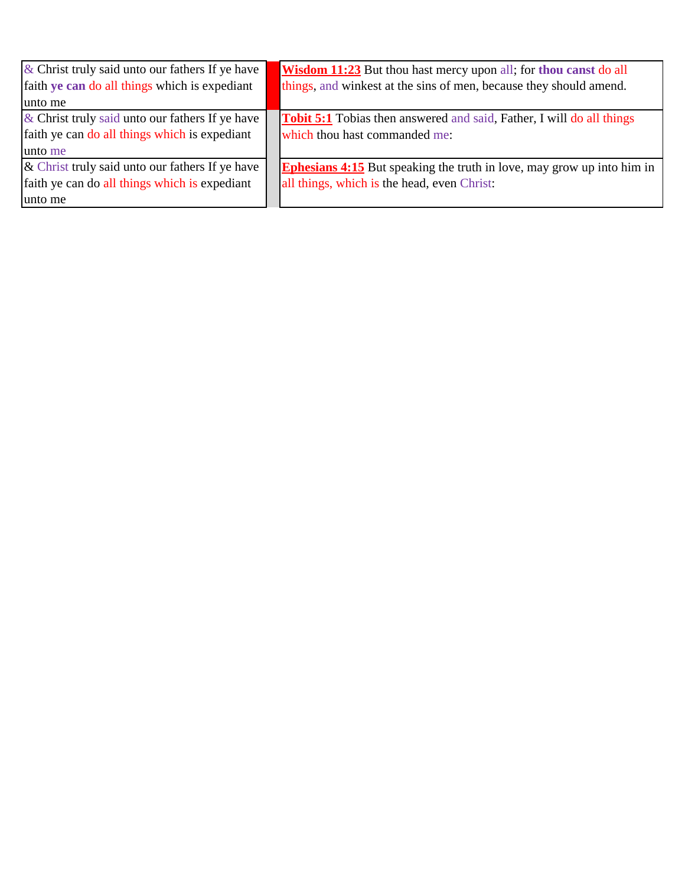| | | |
|---|---|---|
| & Christ truly said unto our fathers If ye have faith **ye can** do all things which is expediant unto me | | **Wisdom 11:23** But thou hast mercy upon all; for **thou canst** do all things, and winkest at the sins of men, because they should amend. |
| & Christ truly said unto our fathers If ye have faith ye can do all things which is expediant unto me | | **Tobit 5:1** Tobias then answered and said, Father, I will do all things which thou hast commanded me: |
| & Christ truly said unto our fathers If ye have faith ye can do all things which is expediant unto me | | **Ephesians 4:15** But speaking the truth in love, may grow up into him in all things, which is the head, even Christ: |